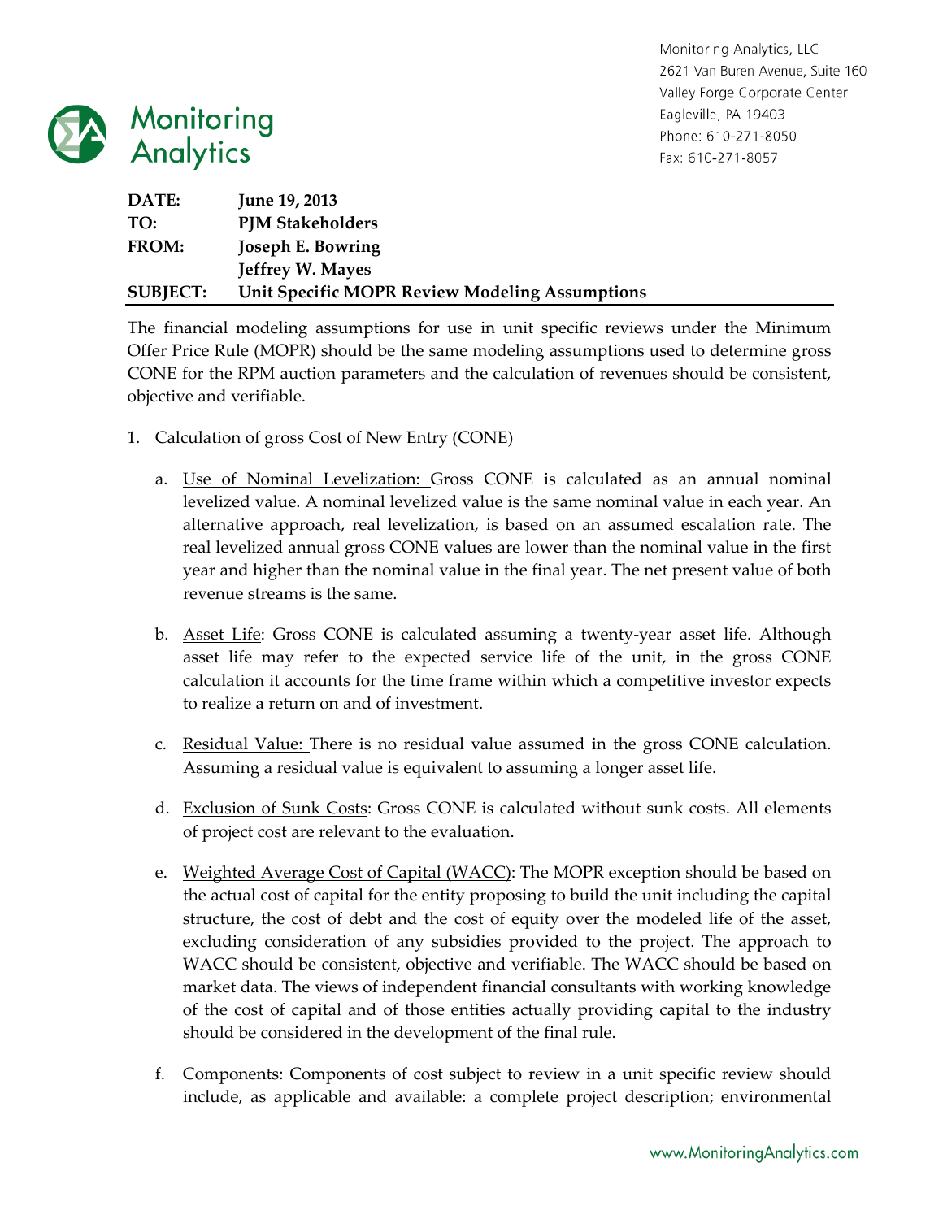Monitoring Analytics, LLC
2621 Van Buren Avenue, Suite 160
Valley Forge Corporate Center
Eagleville, PA 19403
Phone: 610-271-8050
Fax: 610-271-8057

| | |
|---|---|
| **DATE:** | **June 19, 2013** |
| **TO:** | **PJM Stakeholders** |
| **FROM:** | **Joseph E. Bowring** |
| | **Jeffrey W. Mayes** |
| **SUBJECT:** | **Unit Specific MOPR Review Modeling Assumptions** |

The financial modeling assumptions for use in unit specific reviews under the Minimum Offer Price Rule (MOPR) should be the same modeling assumptions used to determine gross CONE for the RPM auction parameters and the calculation of revenues should be consistent, objective and verifiable.

1. Calculation of gross Cost of New Entry (CONE)

   a. Use of Nominal Levelization: Gross CONE is calculated as an annual nominal levelized value. A nominal levelized value is the same nominal value in each year. An alternative approach, real levelization, is based on an assumed escalation rate. The real levelized annual gross CONE values are lower than the nominal value in the first year and higher than the nominal value in the final year. The net present value of both revenue streams is the same.

   b. Asset Life: Gross CONE is calculated assuming a twenty-year asset life. Although asset life may refer to the expected service life of the unit, in the gross CONE calculation it accounts for the time frame within which a competitive investor expects to realize a return on and of investment.

   c. Residual Value: There is no residual value assumed in the gross CONE calculation. Assuming a residual value is equivalent to assuming a longer asset life.

   d. Exclusion of Sunk Costs: Gross CONE is calculated without sunk costs. All elements of project cost are relevant to the evaluation.

   e. Weighted Average Cost of Capital (WACC): The MOPR exception should be based on the actual cost of capital for the entity proposing to build the unit including the capital structure, the cost of debt and the cost of equity over the modeled life of the asset, excluding consideration of any subsidies provided to the project. The approach to WACC should be consistent, objective and verifiable. The WACC should be based on market data. The views of independent financial consultants with working knowledge of the cost of capital and of those entities actually providing capital to the industry should be considered in the development of the final rule.

   f. Components: Components of cost subject to review in a unit specific review should include, as applicable and available: a complete project description; environmental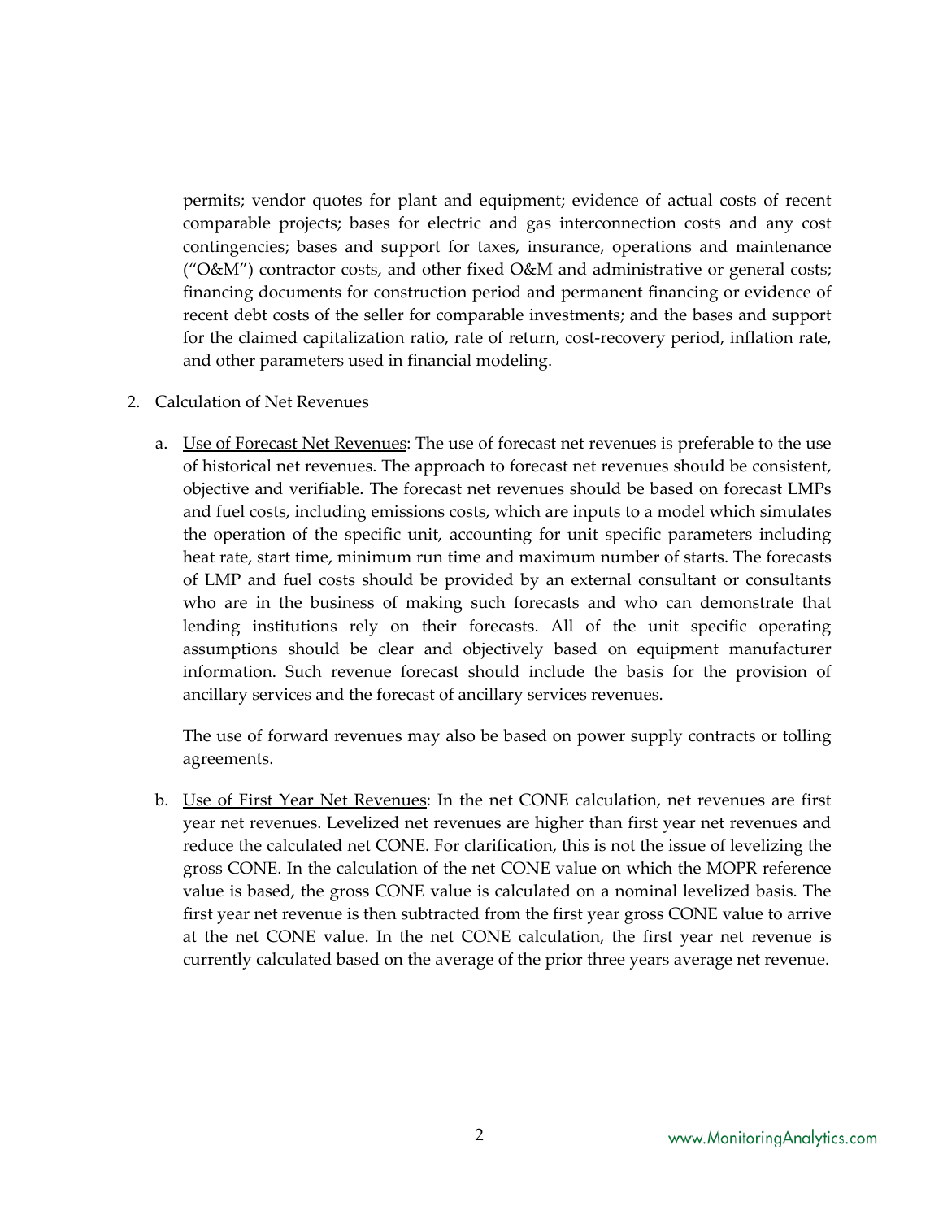permits; vendor quotes for plant and equipment; evidence of actual costs of recent comparable projects; bases for electric and gas interconnection costs and any cost contingencies; bases and support for taxes, insurance, operations and maintenance ("O&M") contractor costs, and other fixed O&M and administrative or general costs; financing documents for construction period and permanent financing or evidence of recent debt costs of the seller for comparable investments; and the bases and support for the claimed capitalization ratio, rate of return, cost-recovery period, inflation rate, and other parameters used in financial modeling.

2. Calculation of Net Revenues

   a. Use of Forecast Net Revenues: The use of forecast net revenues is preferable to the use of historical net revenues. The approach to forecast net revenues should be consistent, objective and verifiable. The forecast net revenues should be based on forecast LMPs and fuel costs, including emissions costs, which are inputs to a model which simulates the operation of the specific unit, accounting for unit specific parameters including heat rate, start time, minimum run time and maximum number of starts. The forecasts of LMP and fuel costs should be provided by an external consultant or consultants who are in the business of making such forecasts and who can demonstrate that lending institutions rely on their forecasts. All of the unit specific operating assumptions should be clear and objectively based on equipment manufacturer information. Such revenue forecast should include the basis for the provision of ancillary services and the forecast of ancillary services revenues.

      The use of forward revenues may also be based on power supply contracts or tolling agreements.

   b. Use of First Year Net Revenues: In the net CONE calculation, net revenues are first year net revenues. Levelized net revenues are higher than first year net revenues and reduce the calculated net CONE. For clarification, this is not the issue of levelizing the gross CONE. In the calculation of the net CONE value on which the MOPR reference value is based, the gross CONE value is calculated on a nominal levelized basis. The first year net revenue is then subtracted from the first year gross CONE value to arrive at the net CONE value. In the net CONE calculation, the first year net revenue is currently calculated based on the average of the prior three years average net revenue.